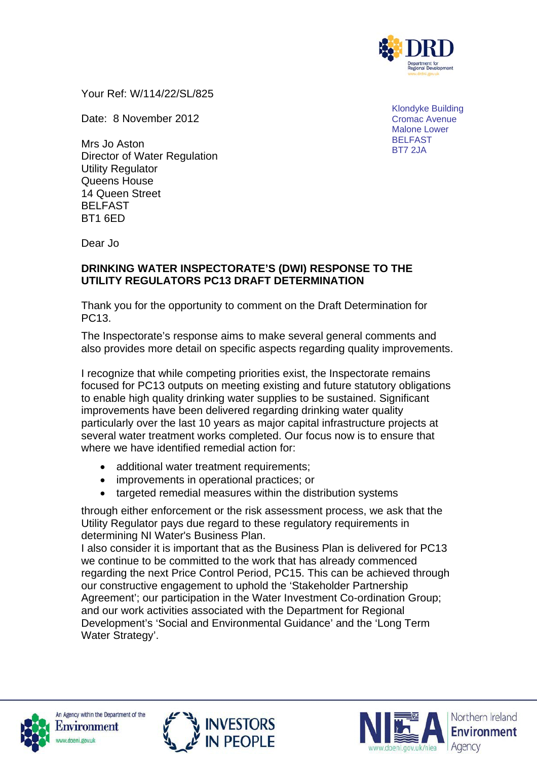Your Ref: W/114/22/SL/825

Date: 8 November 2012

Klondyke Building
Cromac Avenue
Malone Lower
BELFAST
BT7 2JA

Mrs Jo Aston
Director of Water Regulation
Utility Regulator
Queens House
14 Queen Street
BELFAST
BT1 6ED

Dear Jo

**DRINKING WATER INSPECTORATE'S (DWI) RESPONSE TO THE UTILITY REGULATORS PC13 DRAFT DETERMINATION**

Thank you for the opportunity to comment on the Draft Determination for PC13.

The Inspectorate's response aims to make several general comments and also provides more detail on specific aspects regarding quality improvements.

I recognize that while competing priorities exist, the Inspectorate remains focused for PC13 outputs on meeting existing and future statutory obligations to enable high quality drinking water supplies to be sustained. Significant improvements have been delivered regarding drinking water quality particularly over the last 10 years as major capital infrastructure projects at several water treatment works completed. Our focus now is to ensure that where we have identified remedial action for:

- additional water treatment requirements;
- improvements in operational practices; or
- targeted remedial measures within the distribution systems

through either enforcement or the risk assessment process, we ask that the Utility Regulator pays due regard to these regulatory requirements in determining NI Water's Business Plan.

I also consider it is important that as the Business Plan is delivered for PC13 we continue to be committed to the work that has already commenced regarding the next Price Control Period, PC15. This can be achieved through our constructive engagement to uphold the 'Stakeholder Partnership Agreement'; our participation in the Water Investment Co-ordination Group; and our work activities associated with the Department for Regional Development's 'Social and Environmental Guidance' and the 'Long Term Water Strategy'.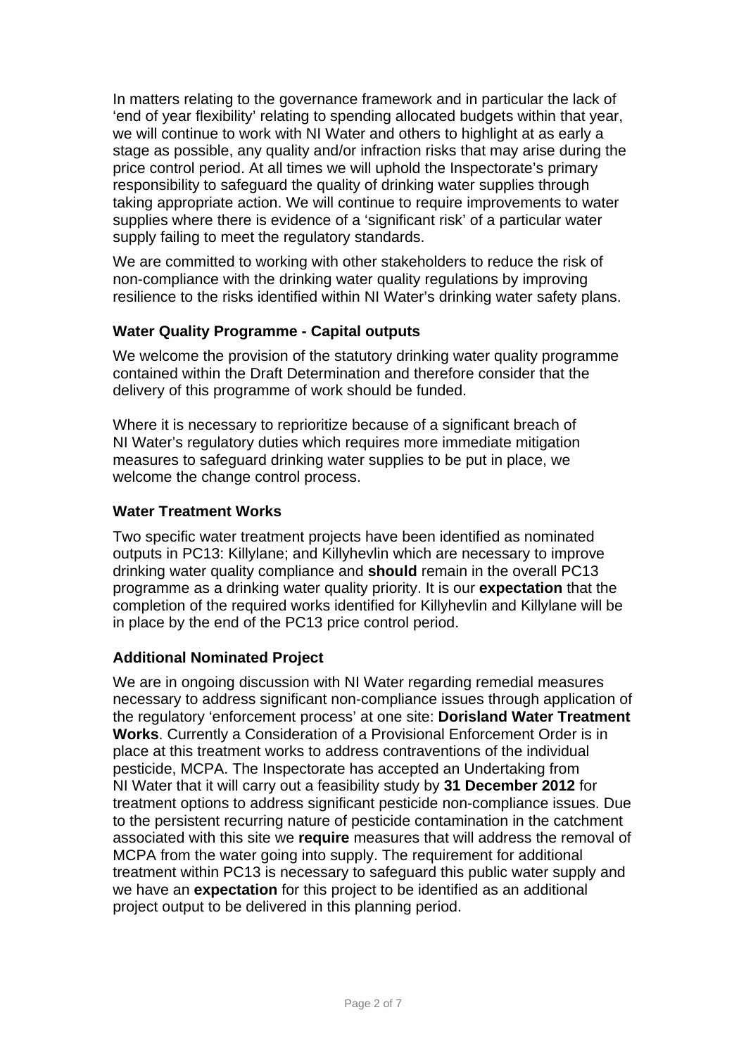In matters relating to the governance framework and in particular the lack of 'end of year flexibility' relating to spending allocated budgets within that year, we will continue to work with NI Water and others to highlight at as early a stage as possible, any quality and/or infraction risks that may arise during the price control period. At all times we will uphold the Inspectorate's primary responsibility to safeguard the quality of drinking water supplies through taking appropriate action. We will continue to require improvements to water supplies where there is evidence of a 'significant risk' of a particular water supply failing to meet the regulatory standards.

We are committed to working with other stakeholders to reduce the risk of non-compliance with the drinking water quality regulations by improving resilience to the risks identified within NI Water's drinking water safety plans.

### Water Quality Programme - Capital outputs

We welcome the provision of the statutory drinking water quality programme contained within the Draft Determination and therefore consider that the delivery of this programme of work should be funded.

Where it is necessary to reprioritize because of a significant breach of NI Water's regulatory duties which requires more immediate mitigation measures to safeguard drinking water supplies to be put in place, we welcome the change control process.

### Water Treatment Works

Two specific water treatment projects have been identified as nominated outputs in PC13: Killylane; and Killyhevlin which are necessary to improve drinking water quality compliance and **should** remain in the overall PC13 programme as a drinking water quality priority. It is our **expectation** that the completion of the required works identified for Killyhevlin and Killylane will be in place by the end of the PC13 price control period.

### Additional Nominated Project

We are in ongoing discussion with NI Water regarding remedial measures necessary to address significant non-compliance issues through application of the regulatory 'enforcement process' at one site: **Dorisland Water Treatment Works**. Currently a Consideration of a Provisional Enforcement Order is in place at this treatment works to address contraventions of the individual pesticide, MCPA. The Inspectorate has accepted an Undertaking from NI Water that it will carry out a feasibility study by **31 December 2012** for treatment options to address significant pesticide non-compliance issues. Due to the persistent recurring nature of pesticide contamination in the catchment associated with this site we **require** measures that will address the removal of MCPA from the water going into supply. The requirement for additional treatment within PC13 is necessary to safeguard this public water supply and we have an **expectation** for this project to be identified as an additional project output to be delivered in this planning period.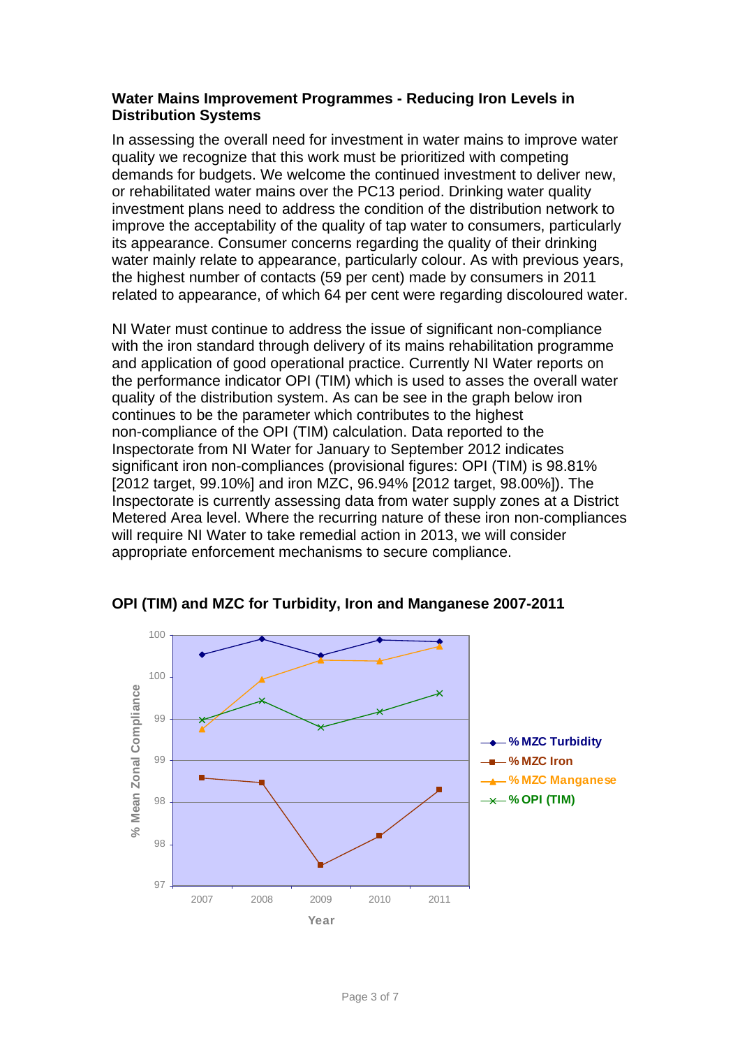**Water Mains Improvement Programmes - Reducing Iron Levels in Distribution Systems**

In assessing the overall need for investment in water mains to improve water quality we recognize that this work must be prioritized with competing demands for budgets. We welcome the continued investment to deliver new, or rehabilitated water mains over the PC13 period. Drinking water quality investment plans need to address the condition of the distribution network to improve the acceptability of the quality of tap water to consumers, particularly its appearance. Consumer concerns regarding the quality of their drinking water mainly relate to appearance, particularly colour. As with previous years, the highest number of contacts (59 per cent) made by consumers in 2011 related to appearance, of which 64 per cent were regarding discoloured water.

NI Water must continue to address the issue of significant non-compliance with the iron standard through delivery of its mains rehabilitation programme and application of good operational practice. Currently NI Water reports on the performance indicator OPI (TIM) which is used to asses the overall water quality of the distribution system. As can be see in the graph below iron continues to be the parameter which contributes to the highest non-compliance of the OPI (TIM) calculation. Data reported to the Inspectorate from NI Water for January to September 2012 indicates significant iron non-compliances (provisional figures: OPI (TIM) is 98.81% [2012 target, 99.10%] and iron MZC, 96.94% [2012 target, 98.00%]). The Inspectorate is currently assessing data from water supply zones at a District Metered Area level. Where the recurring nature of these iron non-compliances will require NI Water to take remedial action in 2013, we will consider appropriate enforcement mechanisms to secure compliance.

**OPI (TIM) and MZC for Turbidity, Iron and Manganese 2007-2011**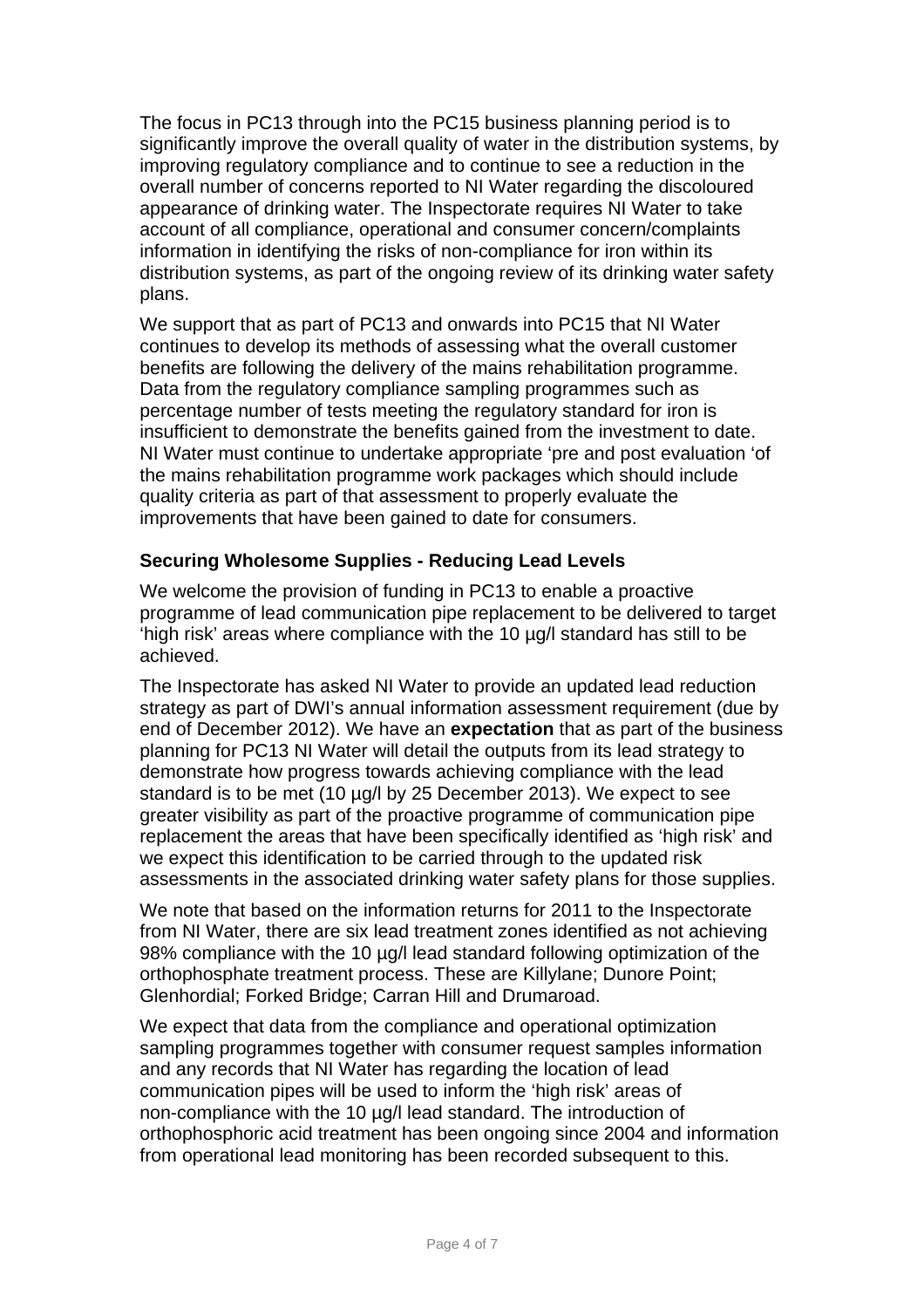The focus in PC13 through into the PC15 business planning period is to significantly improve the overall quality of water in the distribution systems, by improving regulatory compliance and to continue to see a reduction in the overall number of concerns reported to NI Water regarding the discoloured appearance of drinking water. The Inspectorate requires NI Water to take account of all compliance, operational and consumer concern/complaints information in identifying the risks of non-compliance for iron within its distribution systems, as part of the ongoing review of its drinking water safety plans.

We support that as part of PC13 and onwards into PC15 that NI Water continues to develop its methods of assessing what the overall customer benefits are following the delivery of the mains rehabilitation programme. Data from the regulatory compliance sampling programmes such as percentage number of tests meeting the regulatory standard for iron is insufficient to demonstrate the benefits gained from the investment to date. NI Water must continue to undertake appropriate 'pre and post evaluation 'of the mains rehabilitation programme work packages which should include quality criteria as part of that assessment to properly evaluate the improvements that have been gained to date for consumers.

**Securing Wholesome Supplies - Reducing Lead Levels**

We welcome the provision of funding in PC13 to enable a proactive programme of lead communication pipe replacement to be delivered to target 'high risk' areas where compliance with the 10 µg/l standard has still to be achieved.

The Inspectorate has asked NI Water to provide an updated lead reduction strategy as part of DWI's annual information assessment requirement (due by end of December 2012). We have an **expectation** that as part of the business planning for PC13 NI Water will detail the outputs from its lead strategy to demonstrate how progress towards achieving compliance with the lead standard is to be met (10 µg/l by 25 December 2013). We expect to see greater visibility as part of the proactive programme of communication pipe replacement the areas that have been specifically identified as 'high risk' and we expect this identification to be carried through to the updated risk assessments in the associated drinking water safety plans for those supplies.

We note that based on the information returns for 2011 to the Inspectorate from NI Water, there are six lead treatment zones identified as not achieving 98% compliance with the 10 µg/l lead standard following optimization of the orthophosphate treatment process. These are Killylane; Dunore Point; Glenhordial; Forked Bridge; Carran Hill and Drumaroad.

We expect that data from the compliance and operational optimization sampling programmes together with consumer request samples information and any records that NI Water has regarding the location of lead communication pipes will be used to inform the 'high risk' areas of non-compliance with the 10 µg/l lead standard. The introduction of orthophosphoric acid treatment has been ongoing since 2004 and information from operational lead monitoring has been recorded subsequent to this.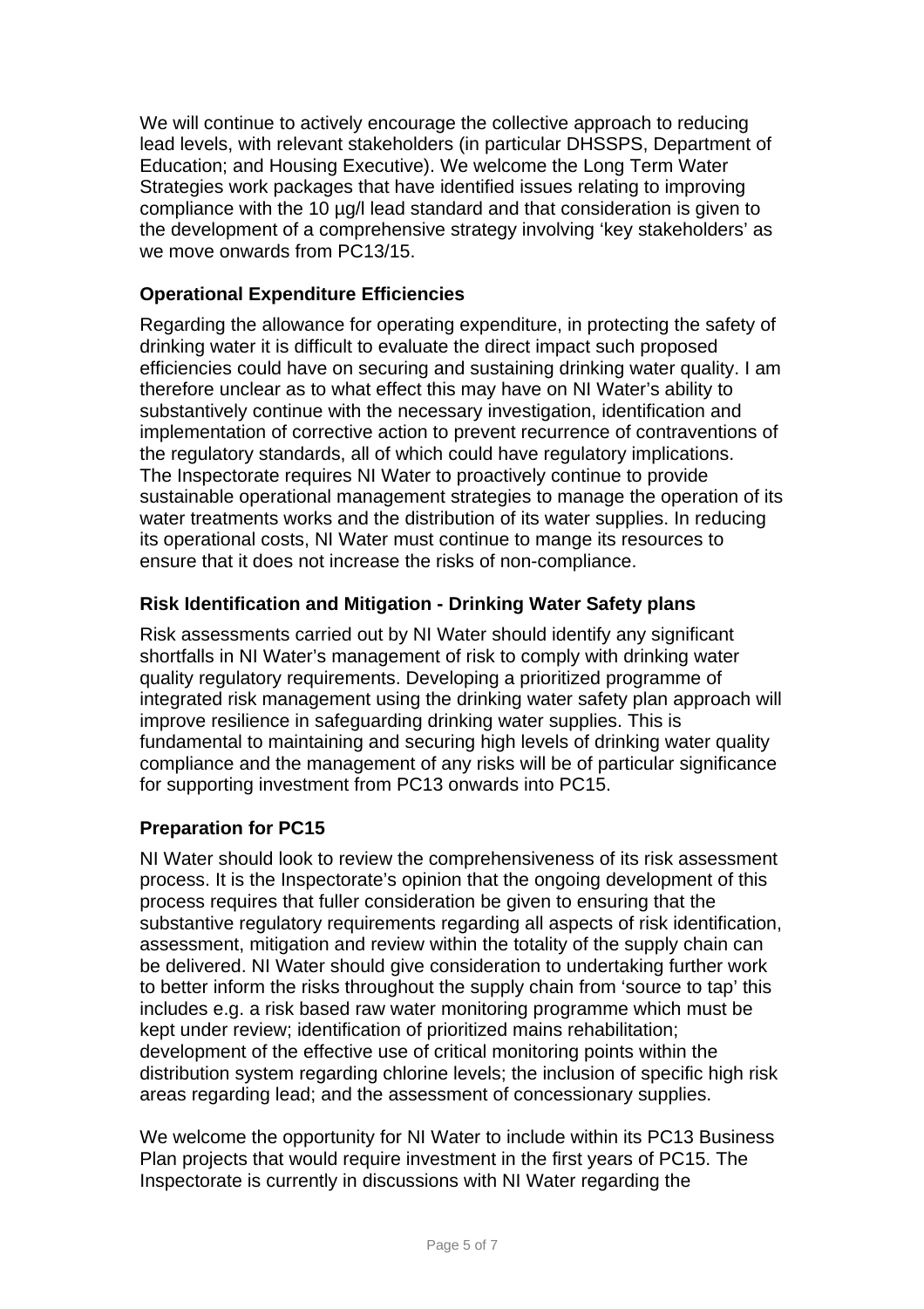We will continue to actively encourage the collective approach to reducing lead levels, with relevant stakeholders (in particular DHSSPS, Department of Education; and Housing Executive). We welcome the Long Term Water Strategies work packages that have identified issues relating to improving compliance with the 10 µg/l lead standard and that consideration is given to the development of a comprehensive strategy involving 'key stakeholders' as we move onwards from PC13/15.

### Operational Expenditure Efficiencies

Regarding the allowance for operating expenditure, in protecting the safety of drinking water it is difficult to evaluate the direct impact such proposed efficiencies could have on securing and sustaining drinking water quality. I am therefore unclear as to what effect this may have on NI Water's ability to substantively continue with the necessary investigation, identification and implementation of corrective action to prevent recurrence of contraventions of the regulatory standards, all of which could have regulatory implications. The Inspectorate requires NI Water to proactively continue to provide sustainable operational management strategies to manage the operation of its water treatments works and the distribution of its water supplies. In reducing its operational costs, NI Water must continue to mange its resources to ensure that it does not increase the risks of non-compliance.

### Risk Identification and Mitigation - Drinking Water Safety plans

Risk assessments carried out by NI Water should identify any significant shortfalls in NI Water's management of risk to comply with drinking water quality regulatory requirements. Developing a prioritized programme of integrated risk management using the drinking water safety plan approach will improve resilience in safeguarding drinking water supplies. This is fundamental to maintaining and securing high levels of drinking water quality compliance and the management of any risks will be of particular significance for supporting investment from PC13 onwards into PC15.

### Preparation for PC15

NI Water should look to review the comprehensiveness of its risk assessment process. It is the Inspectorate's opinion that the ongoing development of this process requires that fuller consideration be given to ensuring that the substantive regulatory requirements regarding all aspects of risk identification, assessment, mitigation and review within the totality of the supply chain can be delivered. NI Water should give consideration to undertaking further work to better inform the risks throughout the supply chain from 'source to tap' this includes e.g. a risk based raw water monitoring programme which must be kept under review; identification of prioritized mains rehabilitation; development of the effective use of critical monitoring points within the distribution system regarding chlorine levels; the inclusion of specific high risk areas regarding lead; and the assessment of concessionary supplies.

We welcome the opportunity for NI Water to include within its PC13 Business Plan projects that would require investment in the first years of PC15. The Inspectorate is currently in discussions with NI Water regarding the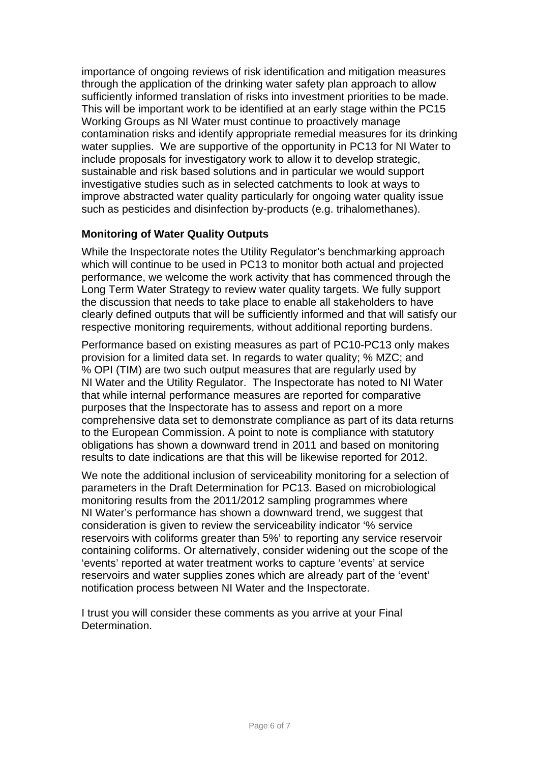importance of ongoing reviews of risk identification and mitigation measures through the application of the drinking water safety plan approach to allow sufficiently informed translation of risks into investment priorities to be made. This will be important work to be identified at an early stage within the PC15 Working Groups as NI Water must continue to proactively manage contamination risks and identify appropriate remedial measures for its drinking water supplies. We are supportive of the opportunity in PC13 for NI Water to include proposals for investigatory work to allow it to develop strategic, sustainable and risk based solutions and in particular we would support investigative studies such as in selected catchments to look at ways to improve abstracted water quality particularly for ongoing water quality issue such as pesticides and disinfection by-products (e.g. trihalomethanes).

**Monitoring of Water Quality Outputs**

While the Inspectorate notes the Utility Regulator's benchmarking approach which will continue to be used in PC13 to monitor both actual and projected performance, we welcome the work activity that has commenced through the Long Term Water Strategy to review water quality targets. We fully support the discussion that needs to take place to enable all stakeholders to have clearly defined outputs that will be sufficiently informed and that will satisfy our respective monitoring requirements, without additional reporting burdens.

Performance based on existing measures as part of PC10-PC13 only makes provision for a limited data set. In regards to water quality; % MZC; and % OPI (TIM) are two such output measures that are regularly used by NI Water and the Utility Regulator. The Inspectorate has noted to NI Water that while internal performance measures are reported for comparative purposes that the Inspectorate has to assess and report on a more comprehensive data set to demonstrate compliance as part of its data returns to the European Commission. A point to note is compliance with statutory obligations has shown a downward trend in 2011 and based on monitoring results to date indications are that this will be likewise reported for 2012.

We note the additional inclusion of serviceability monitoring for a selection of parameters in the Draft Determination for PC13. Based on microbiological monitoring results from the 2011/2012 sampling programmes where NI Water's performance has shown a downward trend, we suggest that consideration is given to review the serviceability indicator '% service reservoirs with coliforms greater than 5%' to reporting any service reservoir containing coliforms. Or alternatively, consider widening out the scope of the 'events' reported at water treatment works to capture 'events' at service reservoirs and water supplies zones which are already part of the 'event' notification process between NI Water and the Inspectorate.

I trust you will consider these comments as you arrive at your Final Determination.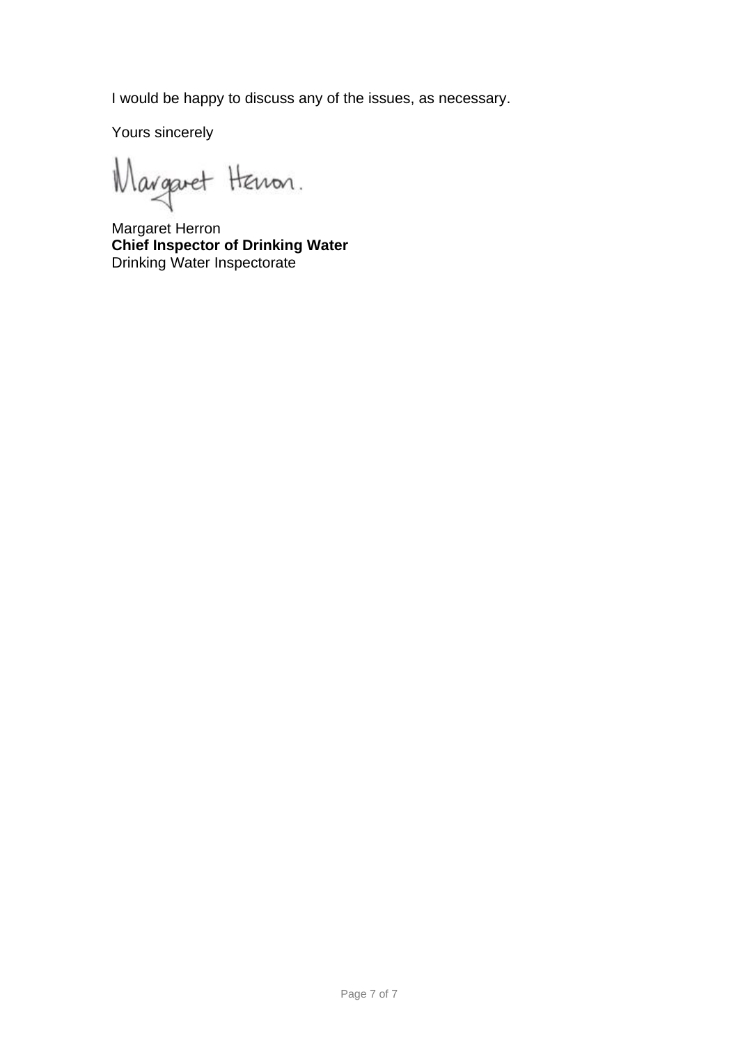I would be happy to discuss any of the issues, as necessary.

Yours sincerely

Margaret Herron
**Chief Inspector of Drinking Water**
Drinking Water Inspectorate